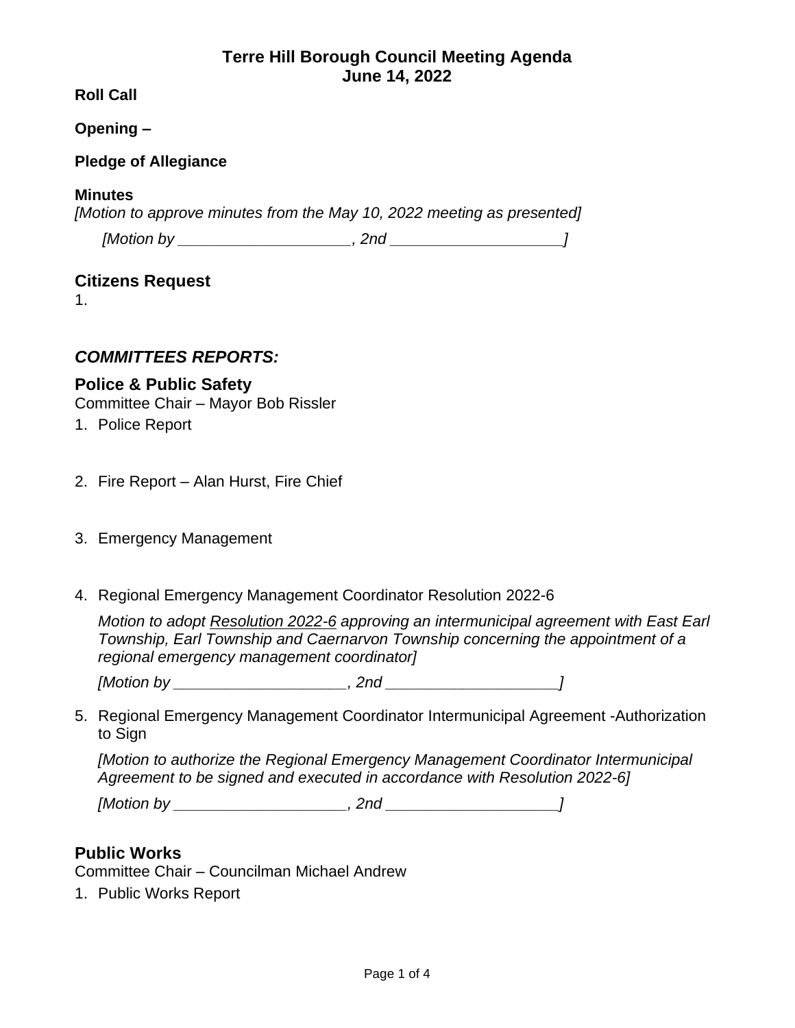# Terre Hill Borough Council Meeting Agenda
## June 14, 2022

**Roll Call**

**Opening –**

**Pledge of Allegiance**

**Minutes**

*[Motion to approve minutes from the May 10, 2022 meeting as presented]*

*[Motion by ___________________, 2nd ___________________]*

## Citizens Request

1.

## *COMMITTEES REPORTS:*

## Police & Public Safety

Committee Chair – Mayor Bob Rissler

1. Police Report

2. Fire Report – Alan Hurst, Fire Chief

3. Emergency Management

4. Regional Emergency Management Coordinator Resolution 2022-6

   *Motion to adopt <u>Resolution 2022-6</u> approving an intermunicipal agreement with East Earl Township, Earl Township and Caernarvon Township concerning the appointment of a regional emergency management coordinator]*

   *[Motion by ___________________, 2nd ___________________]*

5. Regional Emergency Management Coordinator Intermunicipal Agreement -Authorization to Sign

   *[Motion to authorize the Regional Emergency Management Coordinator Intermunicipal Agreement to be signed and executed in accordance with Resolution 2022-6]*

   *[Motion by ___________________, 2nd ___________________]*

## Public Works

Committee Chair – Councilman Michael Andrew

1. Public Works Report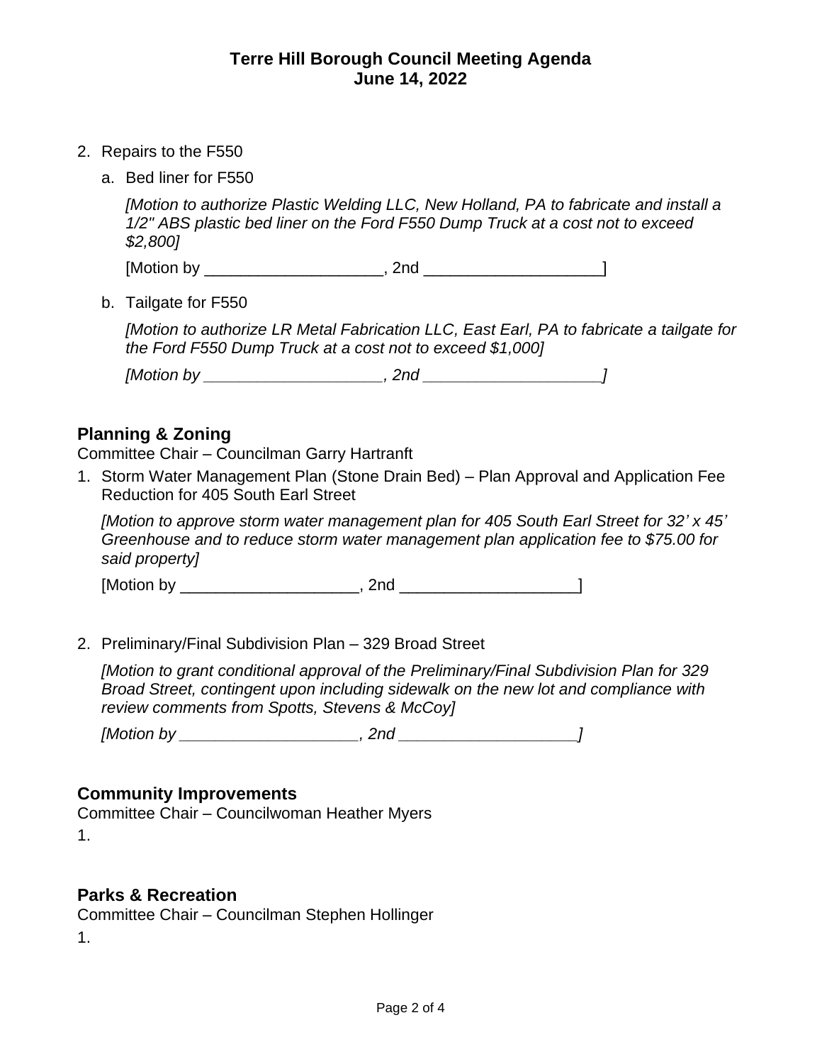2. Repairs to the F550

    a. Bed liner for F550

    *[Motion to authorize Plastic Welding LLC, New Holland, PA to fabricate and install a 1/2" ABS plastic bed liner on the Ford F550 Dump Truck at a cost not to exceed $2,800]*

    [Motion by ____________________, 2nd ____________________]

    b. Tailgate for F550

    *[Motion to authorize LR Metal Fabrication LLC, East Earl, PA to fabricate a tailgate for the Ford F550 Dump Truck at a cost not to exceed $1,000]*

    *[Motion by ____________________, 2nd ____________________]*

## Planning & Zoning

Committee Chair – Councilman Garry Hartranft

1. Storm Water Management Plan (Stone Drain Bed) – Plan Approval and Application Fee Reduction for 405 South Earl Street

    *[Motion to approve storm water management plan for 405 South Earl Street for 32' x 45' Greenhouse and to reduce storm water management plan application fee to $75.00 for said property]*

    [Motion by ____________________, 2nd ____________________]

2. Preliminary/Final Subdivision Plan – 329 Broad Street

    *[Motion to grant conditional approval of the Preliminary/Final Subdivision Plan for 329 Broad Street, contingent upon including sidewalk on the new lot and compliance with review comments from Spotts, Stevens & McCoy]*

    *[Motion by ____________________, 2nd ____________________]*

## Community Improvements

Committee Chair – Councilwoman Heather Myers

1.

## Parks & Recreation

Committee Chair – Councilman Stephen Hollinger

1.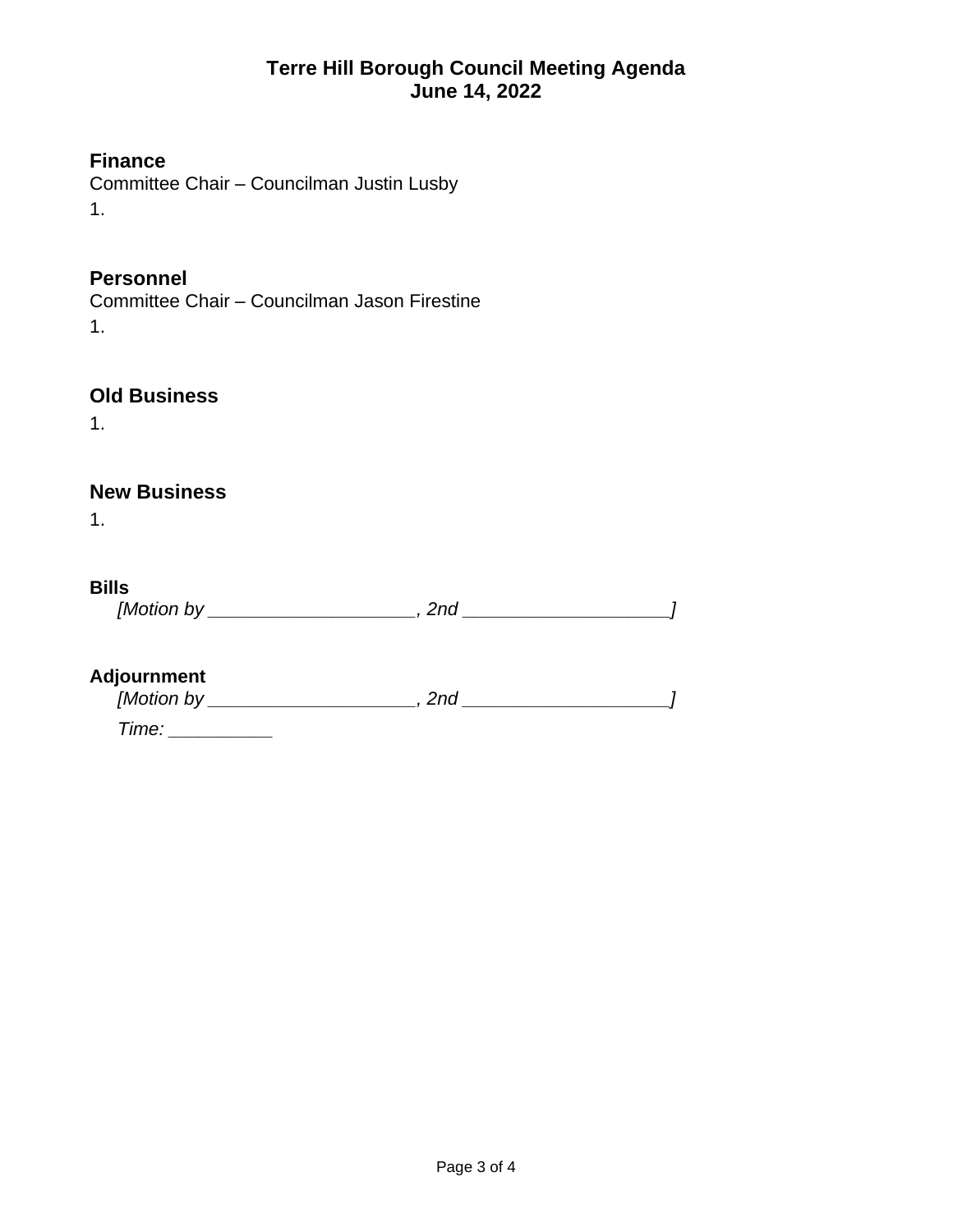**Terre Hill Borough Council Meeting Agenda**
**June 14, 2022**

## Finance

Committee Chair – Councilman Justin Lusby

1.

## Personnel

Committee Chair – Councilman Jason Firestine

1.

## Old Business

1.

## New Business

1.

### Bills

*[Motion by ____________________, 2nd ____________________]*

### Adjournment

*[Motion by ____________________, 2nd ____________________]*

*Time: __________*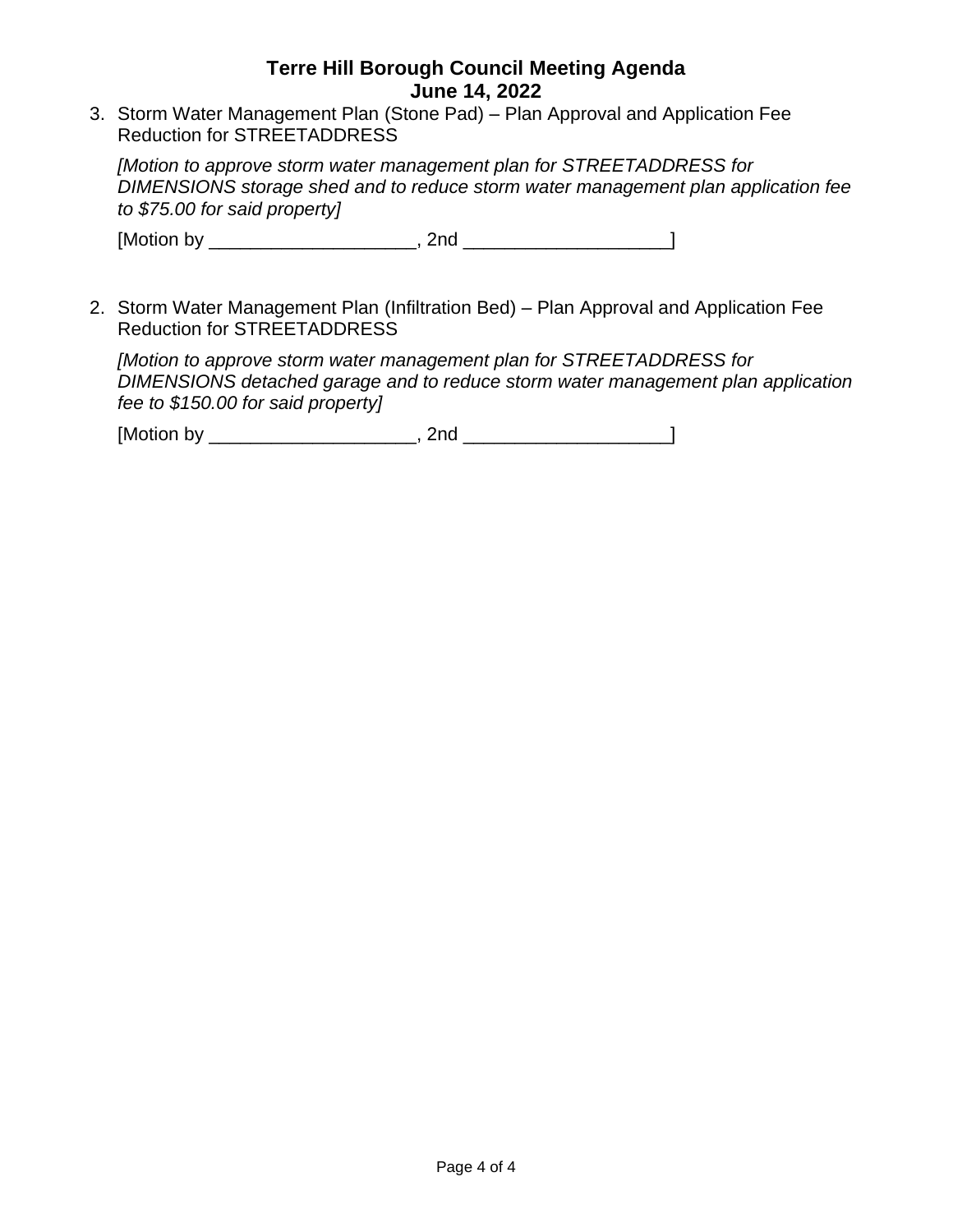3. Storm Water Management Plan (Stone Pad) – Plan Approval and Application Fee Reduction for STREETADDRESS

   *[Motion to approve storm water management plan for STREETADDRESS for DIMENSIONS storage shed and to reduce storm water management plan application fee to $75.00 for said property]*

   [Motion by ____________________, 2nd ____________________]

2. Storm Water Management Plan (Infiltration Bed) – Plan Approval and Application Fee Reduction for STREETADDRESS

   *[Motion to approve storm water management plan for STREETADDRESS for DIMENSIONS detached garage and to reduce storm water management plan application fee to $150.00 for said property]*

   [Motion by ____________________, 2nd ____________________]